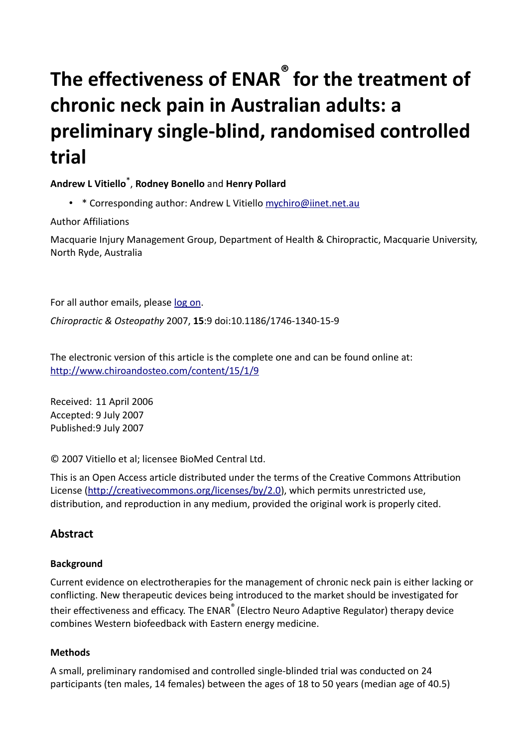# The effectiveness of ENAR® for the treatment of chronic neck pain in Australian adults: a preliminary single-blind, randomised controlled trial

**Andrew L Vitiello**[*], **Rodney Bonello** and **Henry Pollard**

- * Corresponding author: Andrew L Vitiello mychiro@iinet.net.au

Author Affiliations

Macquarie Injury Management Group, Department of Health & Chiropractic, Macquarie University, North Ryde, Australia

For all author emails, please log on.

*Chiropractic & Osteopathy* 2007, **15**:9 doi:10.1186/1746-1340-15-9

The electronic version of this article is the complete one and can be found online at: http://www.chiroandosteo.com/content/15/1/9

Received: 11 April 2006
Accepted: 9 July 2007
Published: 9 July 2007

© 2007 Vitiello et al; licensee BioMed Central Ltd.

This is an Open Access article distributed under the terms of the Creative Commons Attribution License (http://creativecommons.org/licenses/by/2.0), which permits unrestricted use, distribution, and reproduction in any medium, provided the original work is properly cited.

## Abstract

### Background

Current evidence on electrotherapies for the management of chronic neck pain is either lacking or conflicting. New therapeutic devices being introduced to the market should be investigated for their effectiveness and efficacy. The ENAR® (Electro Neuro Adaptive Regulator) therapy device combines Western biofeedback with Eastern energy medicine.

### Methods

A small, preliminary randomised and controlled single-blinded trial was conducted on 24 participants (ten males, 14 females) between the ages of 18 to 50 years (median age of 40.5)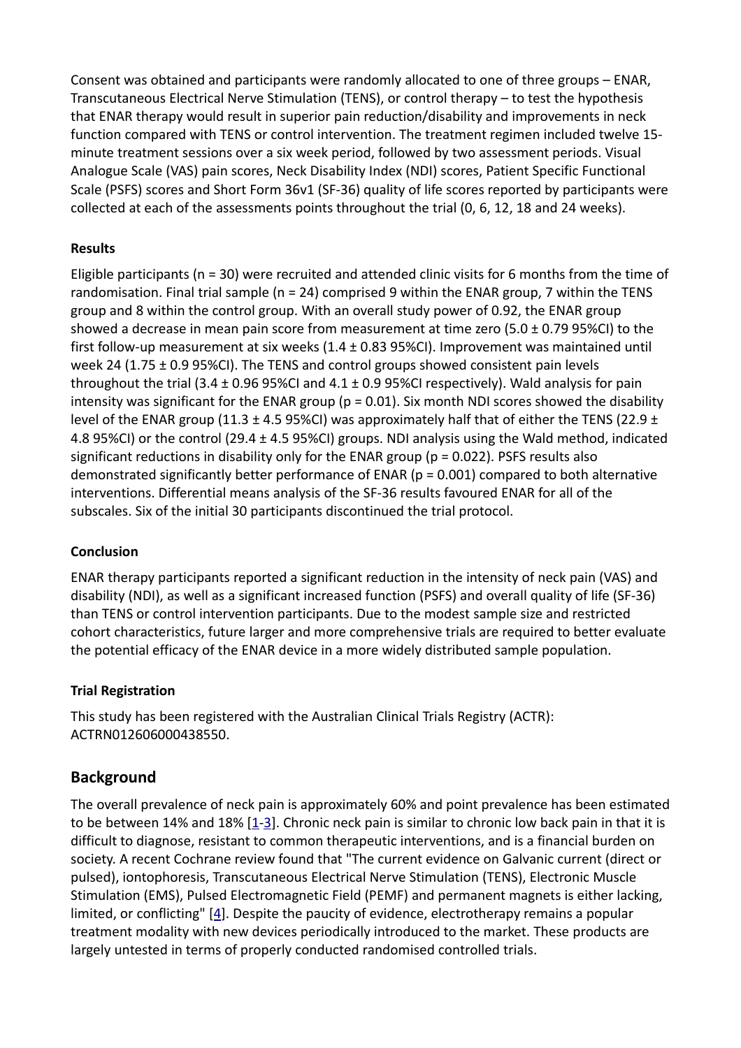Consent was obtained and participants were randomly allocated to one of three groups – ENAR, Transcutaneous Electrical Nerve Stimulation (TENS), or control therapy – to test the hypothesis that ENAR therapy would result in superior pain reduction/disability and improvements in neck function compared with TENS or control intervention. The treatment regimen included twelve 15-minute treatment sessions over a six week period, followed by two assessment periods. Visual Analogue Scale (VAS) pain scores, Neck Disability Index (NDI) scores, Patient Specific Functional Scale (PSFS) scores and Short Form 36v1 (SF-36) quality of life scores reported by participants were collected at each of the assessments points throughout the trial (0, 6, 12, 18 and 24 weeks).

### Results

Eligible participants (n = 30) were recruited and attended clinic visits for 6 months from the time of randomisation. Final trial sample (n = 24) comprised 9 within the ENAR group, 7 within the TENS group and 8 within the control group. With an overall study power of 0.92, the ENAR group showed a decrease in mean pain score from measurement at time zero (5.0 ± 0.79 95%CI) to the first follow-up measurement at six weeks (1.4 ± 0.83 95%CI). Improvement was maintained until week 24 (1.75 ± 0.9 95%CI). The TENS and control groups showed consistent pain levels throughout the trial (3.4 ± 0.96 95%CI and 4.1 ± 0.9 95%CI respectively). Wald analysis for pain intensity was significant for the ENAR group (p = 0.01). Six month NDI scores showed the disability level of the ENAR group (11.3 ± 4.5 95%CI) was approximately half that of either the TENS (22.9 ± 4.8 95%CI) or the control (29.4 ± 4.5 95%CI) groups. NDI analysis using the Wald method, indicated significant reductions in disability only for the ENAR group (p = 0.022). PSFS results also demonstrated significantly better performance of ENAR (p = 0.001) compared to both alternative interventions. Differential means analysis of the SF-36 results favoured ENAR for all of the subscales. Six of the initial 30 participants discontinued the trial protocol.

### Conclusion

ENAR therapy participants reported a significant reduction in the intensity of neck pain (VAS) and disability (NDI), as well as a significant increased function (PSFS) and overall quality of life (SF-36) than TENS or control intervention participants. Due to the modest sample size and restricted cohort characteristics, future larger and more comprehensive trials are required to better evaluate the potential efficacy of the ENAR device in a more widely distributed sample population.

### Trial Registration

This study has been registered with the Australian Clinical Trials Registry (ACTR): ACTRN012606000438550.

## Background

The overall prevalence of neck pain is approximately 60% and point prevalence has been estimated to be between 14% and 18% [1-3]. Chronic neck pain is similar to chronic low back pain in that it is difficult to diagnose, resistant to common therapeutic interventions, and is a financial burden on society. A recent Cochrane review found that "The current evidence on Galvanic current (direct or pulsed), iontophoresis, Transcutaneous Electrical Nerve Stimulation (TENS), Electronic Muscle Stimulation (EMS), Pulsed Electromagnetic Field (PEMF) and permanent magnets is either lacking, limited, or conflicting" [4]. Despite the paucity of evidence, electrotherapy remains a popular treatment modality with new devices periodically introduced to the market. These products are largely untested in terms of properly conducted randomised controlled trials.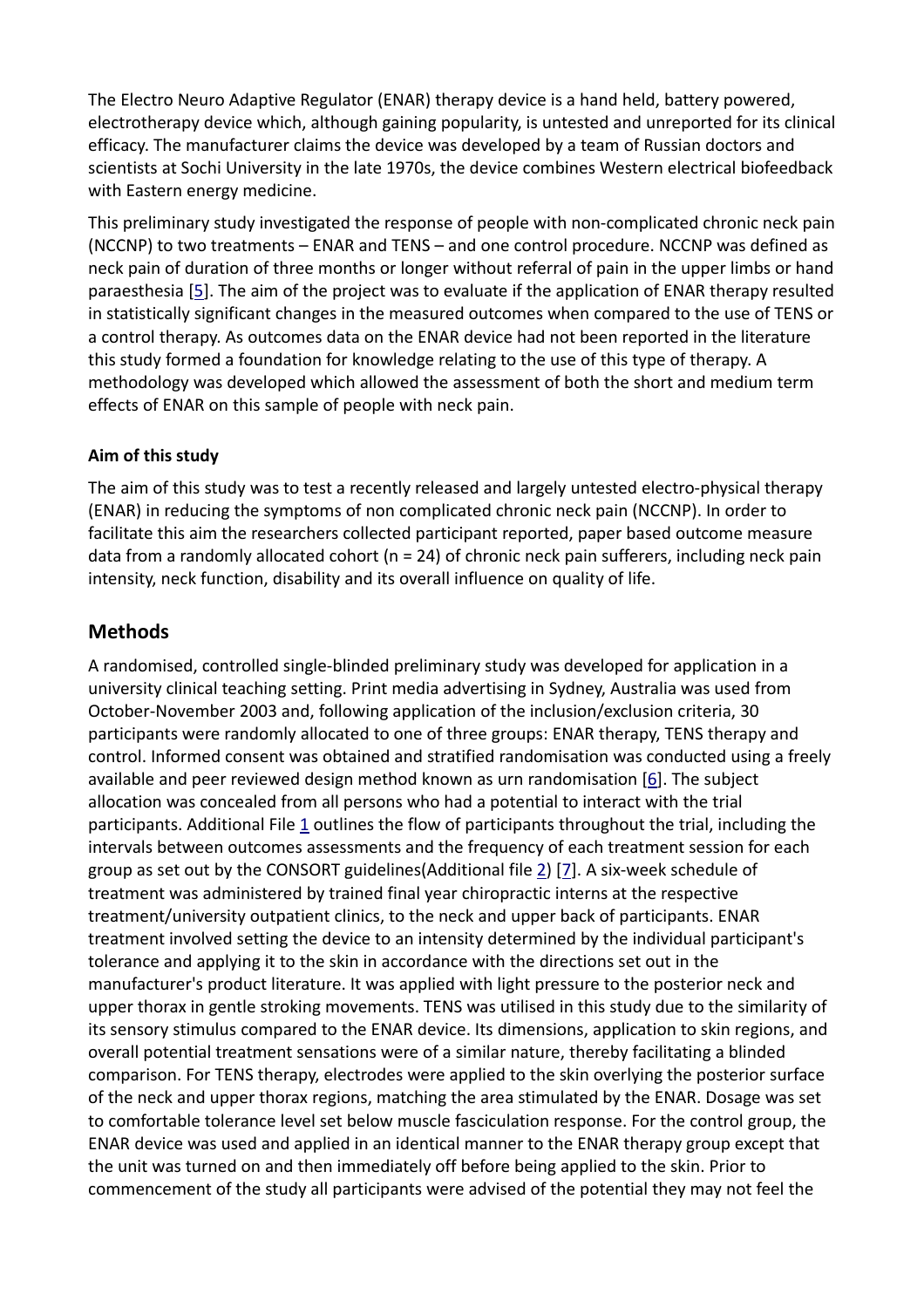The Electro Neuro Adaptive Regulator (ENAR) therapy device is a hand held, battery powered, electrotherapy device which, although gaining popularity, is untested and unreported for its clinical efficacy. The manufacturer claims the device was developed by a team of Russian doctors and scientists at Sochi University in the late 1970s, the device combines Western electrical biofeedback with Eastern energy medicine.

This preliminary study investigated the response of people with non-complicated chronic neck pain (NCCNP) to two treatments – ENAR and TENS – and one control procedure. NCCNP was defined as neck pain of duration of three months or longer without referral of pain in the upper limbs or hand paraesthesia [5]. The aim of the project was to evaluate if the application of ENAR therapy resulted in statistically significant changes in the measured outcomes when compared to the use of TENS or a control therapy. As outcomes data on the ENAR device had not been reported in the literature this study formed a foundation for knowledge relating to the use of this type of therapy. A methodology was developed which allowed the assessment of both the short and medium term effects of ENAR on this sample of people with neck pain.

### Aim of this study

The aim of this study was to test a recently released and largely untested electro-physical therapy (ENAR) in reducing the symptoms of non complicated chronic neck pain (NCCNP). In order to facilitate this aim the researchers collected participant reported, paper based outcome measure data from a randomly allocated cohort (n = 24) of chronic neck pain sufferers, including neck pain intensity, neck function, disability and its overall influence on quality of life.

## Methods

A randomised, controlled single-blinded preliminary study was developed for application in a university clinical teaching setting. Print media advertising in Sydney, Australia was used from October-November 2003 and, following application of the inclusion/exclusion criteria, 30 participants were randomly allocated to one of three groups: ENAR therapy, TENS therapy and control. Informed consent was obtained and stratified randomisation was conducted using a freely available and peer reviewed design method known as urn randomisation [6]. The subject allocation was concealed from all persons who had a potential to interact with the trial participants. Additional File 1 outlines the flow of participants throughout the trial, including the intervals between outcomes assessments and the frequency of each treatment session for each group as set out by the CONSORT guidelines(Additional file 2) [7]. A six-week schedule of treatment was administered by trained final year chiropractic interns at the respective treatment/university outpatient clinics, to the neck and upper back of participants. ENAR treatment involved setting the device to an intensity determined by the individual participant's tolerance and applying it to the skin in accordance with the directions set out in the manufacturer's product literature. It was applied with light pressure to the posterior neck and upper thorax in gentle stroking movements. TENS was utilised in this study due to the similarity of its sensory stimulus compared to the ENAR device. Its dimensions, application to skin regions, and overall potential treatment sensations were of a similar nature, thereby facilitating a blinded comparison. For TENS therapy, electrodes were applied to the skin overlying the posterior surface of the neck and upper thorax regions, matching the area stimulated by the ENAR. Dosage was set to comfortable tolerance level set below muscle fasciculation response. For the control group, the ENAR device was used and applied in an identical manner to the ENAR therapy group except that the unit was turned on and then immediately off before being applied to the skin. Prior to commencement of the study all participants were advised of the potential they may not feel the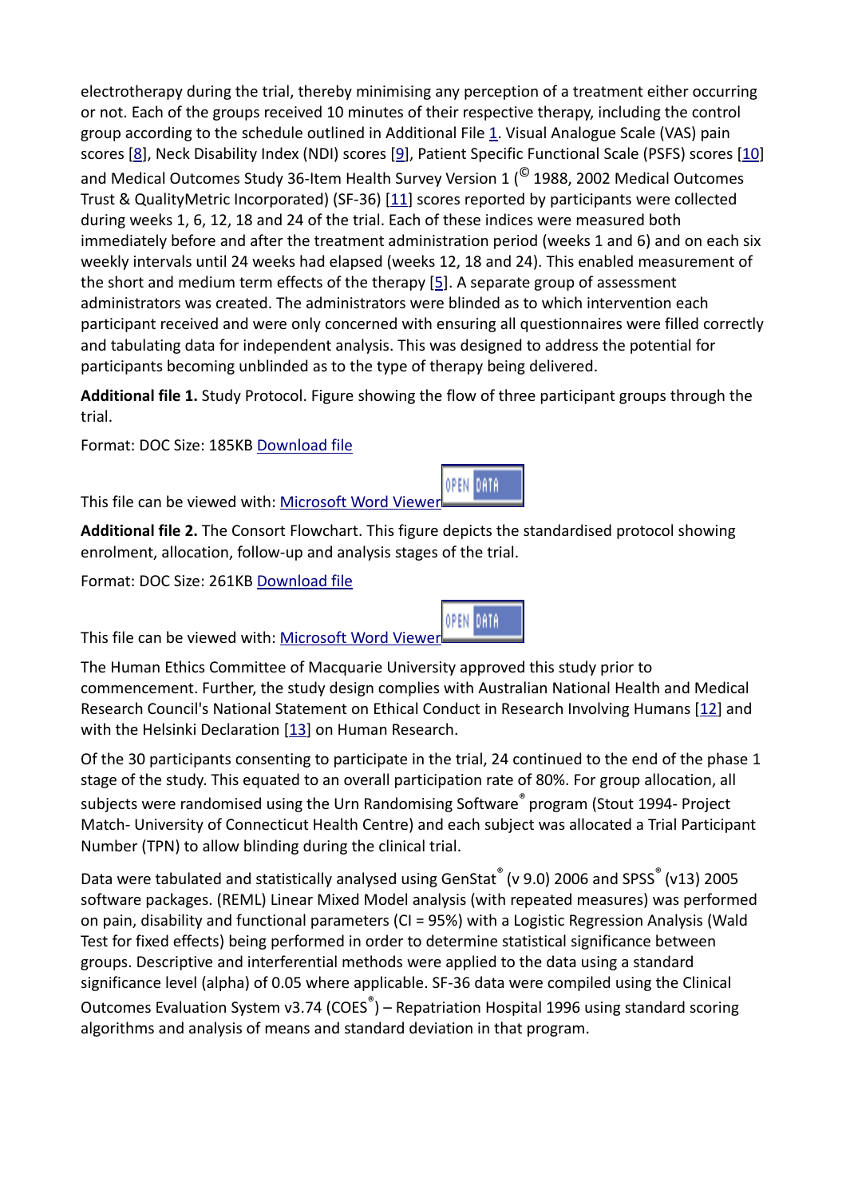electrotherapy during the trial, thereby minimising any perception of a treatment either occurring or not. Each of the groups received 10 minutes of their respective therapy, including the control group according to the schedule outlined in Additional File 1. Visual Analogue Scale (VAS) pain scores [8], Neck Disability Index (NDI) scores [9], Patient Specific Functional Scale (PSFS) scores [10] and Medical Outcomes Study 36-Item Health Survey Version 1 (© 1988, 2002 Medical Outcomes Trust & QualityMetric Incorporated) (SF-36) [11] scores reported by participants were collected during weeks 1, 6, 12, 18 and 24 of the trial. Each of these indices were measured both immediately before and after the treatment administration period (weeks 1 and 6) and on each six weekly intervals until 24 weeks had elapsed (weeks 12, 18 and 24). This enabled measurement of the short and medium term effects of the therapy [5]. A separate group of assessment administrators was created. The administrators were blinded as to which intervention each participant received and were only concerned with ensuring all questionnaires were filled correctly and tabulating data for independent analysis. This was designed to address the potential for participants becoming unblinded as to the type of therapy being delivered.

**Additional file 1.** Study Protocol. Figure showing the flow of three participant groups through the trial.

Format: DOC Size: 185KB Download file

This file can be viewed with: Microsoft Word Viewer

**Additional file 2.** The Consort Flowchart. This figure depicts the standardised protocol showing enrolment, allocation, follow-up and analysis stages of the trial.

Format: DOC Size: 261KB Download file

This file can be viewed with: Microsoft Word Viewer

The Human Ethics Committee of Macquarie University approved this study prior to commencement. Further, the study design complies with Australian National Health and Medical Research Council's National Statement on Ethical Conduct in Research Involving Humans [12] and with the Helsinki Declaration [13] on Human Research.

Of the 30 participants consenting to participate in the trial, 24 continued to the end of the phase 1 stage of the study. This equated to an overall participation rate of 80%. For group allocation, all subjects were randomised using the Urn Randomising Software® program (Stout 1994- Project Match- University of Connecticut Health Centre) and each subject was allocated a Trial Participant Number (TPN) to allow blinding during the clinical trial.

Data were tabulated and statistically analysed using GenStat® (v 9.0) 2006 and SPSS® (v13) 2005 software packages. (REML) Linear Mixed Model analysis (with repeated measures) was performed on pain, disability and functional parameters (CI = 95%) with a Logistic Regression Analysis (Wald Test for fixed effects) being performed in order to determine statistical significance between groups. Descriptive and interferential methods were applied to the data using a standard significance level (alpha) of 0.05 where applicable. SF-36 data were compiled using the Clinical Outcomes Evaluation System v3.74 (COES®) – Repatriation Hospital 1996 using standard scoring algorithms and analysis of means and standard deviation in that program.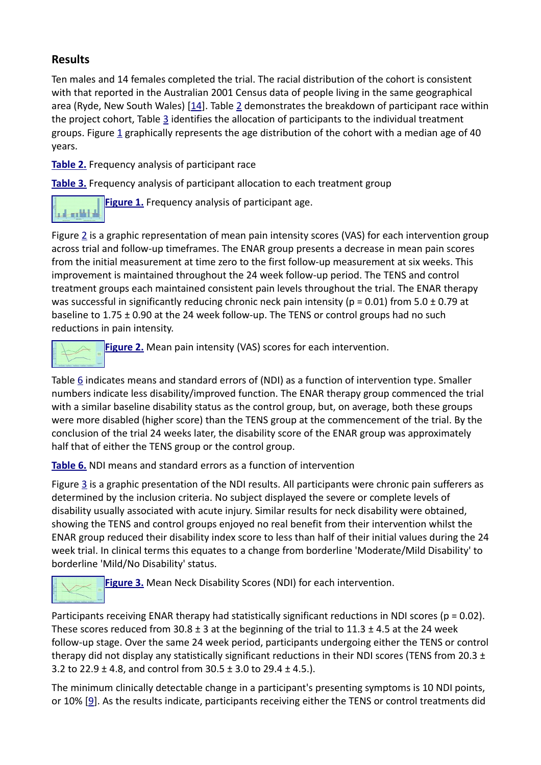## Results

Ten males and 14 females completed the trial. The racial distribution of the cohort is consistent with that reported in the Australian 2001 Census data of people living in the same geographical area (Ryde, New South Wales) [14]. Table 2 demonstrates the breakdown of participant race within the project cohort, Table 3 identifies the allocation of participants to the individual treatment groups. Figure 1 graphically represents the age distribution of the cohort with a median age of 40 years.

**Table 2.** Frequency analysis of participant race

**Table 3.** Frequency analysis of participant allocation to each treatment group

**Figure 1.** Frequency analysis of participant age.

Figure 2 is a graphic representation of mean pain intensity scores (VAS) for each intervention group across trial and follow-up timeframes. The ENAR group presents a decrease in mean pain scores from the initial measurement at time zero to the first follow-up measurement at six weeks. This improvement is maintained throughout the 24 week follow-up period. The TENS and control treatment groups each maintained consistent pain levels throughout the trial. The ENAR therapy was successful in significantly reducing chronic neck pain intensity ($p = 0.01$) from 5.0 ± 0.79 at baseline to 1.75 ± 0.90 at the 24 week follow-up. The TENS or control groups had no such reductions in pain intensity.

**Figure 2.** Mean pain intensity (VAS) scores for each intervention.

Table 6 indicates means and standard errors of (NDI) as a function of intervention type. Smaller numbers indicate less disability/improved function. The ENAR therapy group commenced the trial with a similar baseline disability status as the control group, but, on average, both these groups were more disabled (higher score) than the TENS group at the commencement of the trial. By the conclusion of the trial 24 weeks later, the disability score of the ENAR group was approximately half that of either the TENS group or the control group.

**Table 6.** NDI means and standard errors as a function of intervention

Figure 3 is a graphic presentation of the NDI results. All participants were chronic pain sufferers as determined by the inclusion criteria. No subject displayed the severe or complete levels of disability usually associated with acute injury. Similar results for neck disability were obtained, showing the TENS and control groups enjoyed no real benefit from their intervention whilst the ENAR group reduced their disability index score to less than half of their initial values during the 24 week trial. In clinical terms this equates to a change from borderline 'Moderate/Mild Disability' to borderline 'Mild/No Disability' status.

**Figure 3.** Mean Neck Disability Scores (NDI) for each intervention.

Participants receiving ENAR therapy had statistically significant reductions in NDI scores ($p = 0.02$). These scores reduced from 30.8 ± 3 at the beginning of the trial to 11.3 ± 4.5 at the 24 week follow-up stage. Over the same 24 week period, participants undergoing either the TENS or control therapy did not display any statistically significant reductions in their NDI scores (TENS from 20.3 ± 3.2 to 22.9 ± 4.8, and control from 30.5 ± 3.0 to 29.4 ± 4.5.).

The minimum clinically detectable change in a participant's presenting symptoms is 10 NDI points, or 10% [9]. As the results indicate, participants receiving either the TENS or control treatments did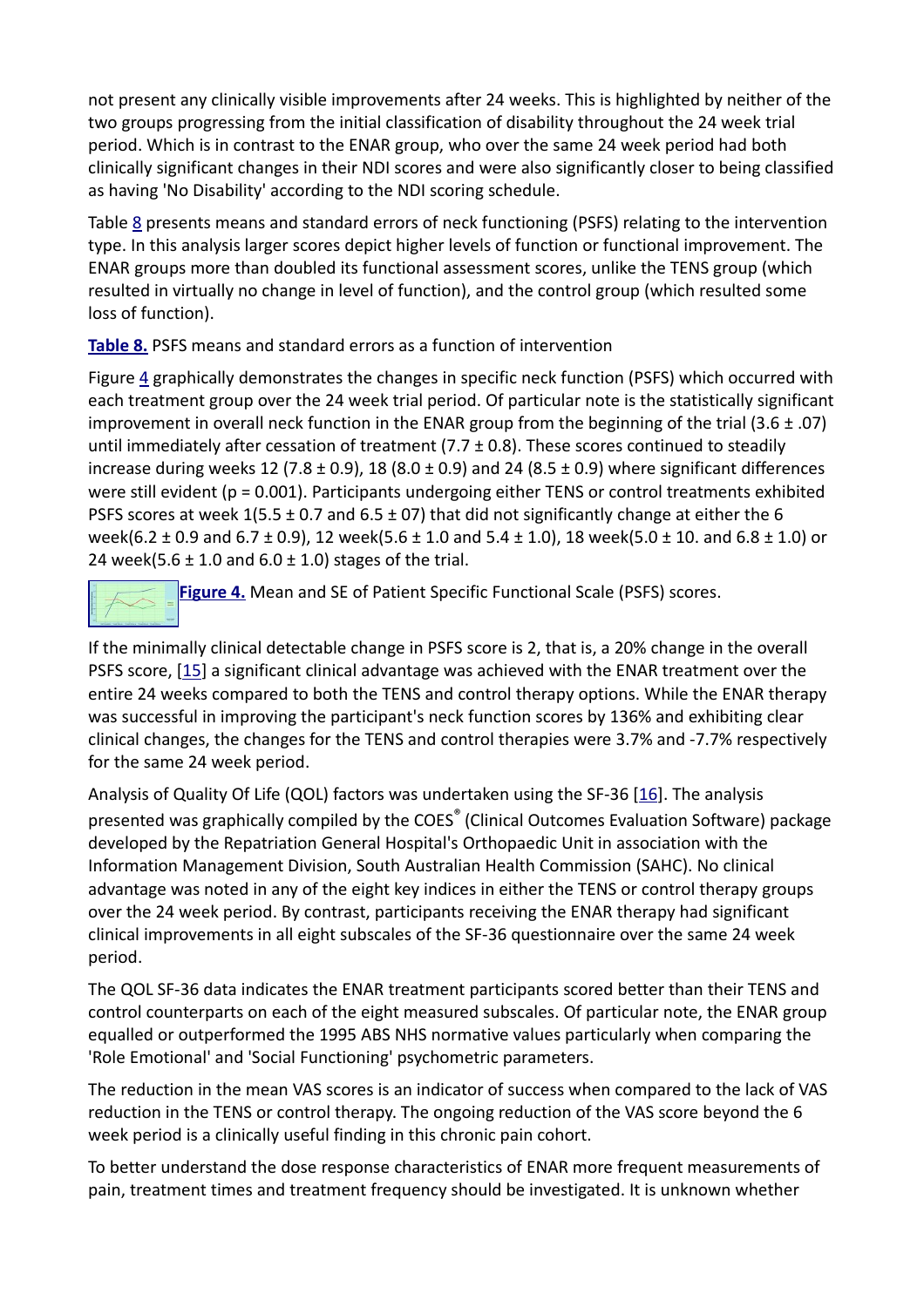not present any clinically visible improvements after 24 weeks. This is highlighted by neither of the two groups progressing from the initial classification of disability throughout the 24 week trial period. Which is in contrast to the ENAR group, who over the same 24 week period had both clinically significant changes in their NDI scores and were also significantly closer to being classified as having 'No Disability' according to the NDI scoring schedule.

Table 8 presents means and standard errors of neck functioning (PSFS) relating to the intervention type. In this analysis larger scores depict higher levels of function or functional improvement. The ENAR groups more than doubled its functional assessment scores, unlike the TENS group (which resulted in virtually no change in level of function), and the control group (which resulted some loss of function).

**Table 8.** PSFS means and standard errors as a function of intervention

Figure 4 graphically demonstrates the changes in specific neck function (PSFS) which occurred with each treatment group over the 24 week trial period. Of particular note is the statistically significant improvement in overall neck function in the ENAR group from the beginning of the trial (3.6 ± .07) until immediately after cessation of treatment (7.7 ± 0.8). These scores continued to steadily increase during weeks 12 (7.8 ± 0.9), 18 (8.0 ± 0.9) and 24 (8.5 ± 0.9) where significant differences were still evident ($p = 0.001$). Participants undergoing either TENS or control treatments exhibited PSFS scores at week 1(5.5 ± 0.7 and 6.5 ± 07) that did not significantly change at either the 6 week(6.2 ± 0.9 and 6.7 ± 0.9), 12 week(5.6 ± 1.0 and 5.4 ± 1.0), 18 week(5.0 ± 10. and 6.8 ± 1.0) or 24 week(5.6 ± 1.0 and 6.0 ± 1.0) stages of the trial.

**Figure 4.** Mean and SE of Patient Specific Functional Scale (PSFS) scores.

If the minimally clinical detectable change in PSFS score is 2, that is, a 20% change in the overall PSFS score, [15] a significant clinical advantage was achieved with the ENAR treatment over the entire 24 weeks compared to both the TENS and control therapy options. While the ENAR therapy was successful in improving the participant's neck function scores by 136% and exhibiting clear clinical changes, the changes for the TENS and control therapies were 3.7% and -7.7% respectively for the same 24 week period.

Analysis of Quality Of Life (QOL) factors was undertaken using the SF-36 [16]. The analysis presented was graphically compiled by the COES® (Clinical Outcomes Evaluation Software) package developed by the Repatriation General Hospital's Orthopaedic Unit in association with the Information Management Division, South Australian Health Commission (SAHC). No clinical advantage was noted in any of the eight key indices in either the TENS or control therapy groups over the 24 week period. By contrast, participants receiving the ENAR therapy had significant clinical improvements in all eight subscales of the SF-36 questionnaire over the same 24 week period.

The QOL SF-36 data indicates the ENAR treatment participants scored better than their TENS and control counterparts on each of the eight measured subscales. Of particular note, the ENAR group equalled or outperformed the 1995 ABS NHS normative values particularly when comparing the 'Role Emotional' and 'Social Functioning' psychometric parameters.

The reduction in the mean VAS scores is an indicator of success when compared to the lack of VAS reduction in the TENS or control therapy. The ongoing reduction of the VAS score beyond the 6 week period is a clinically useful finding in this chronic pain cohort.

To better understand the dose response characteristics of ENAR more frequent measurements of pain, treatment times and treatment frequency should be investigated. It is unknown whether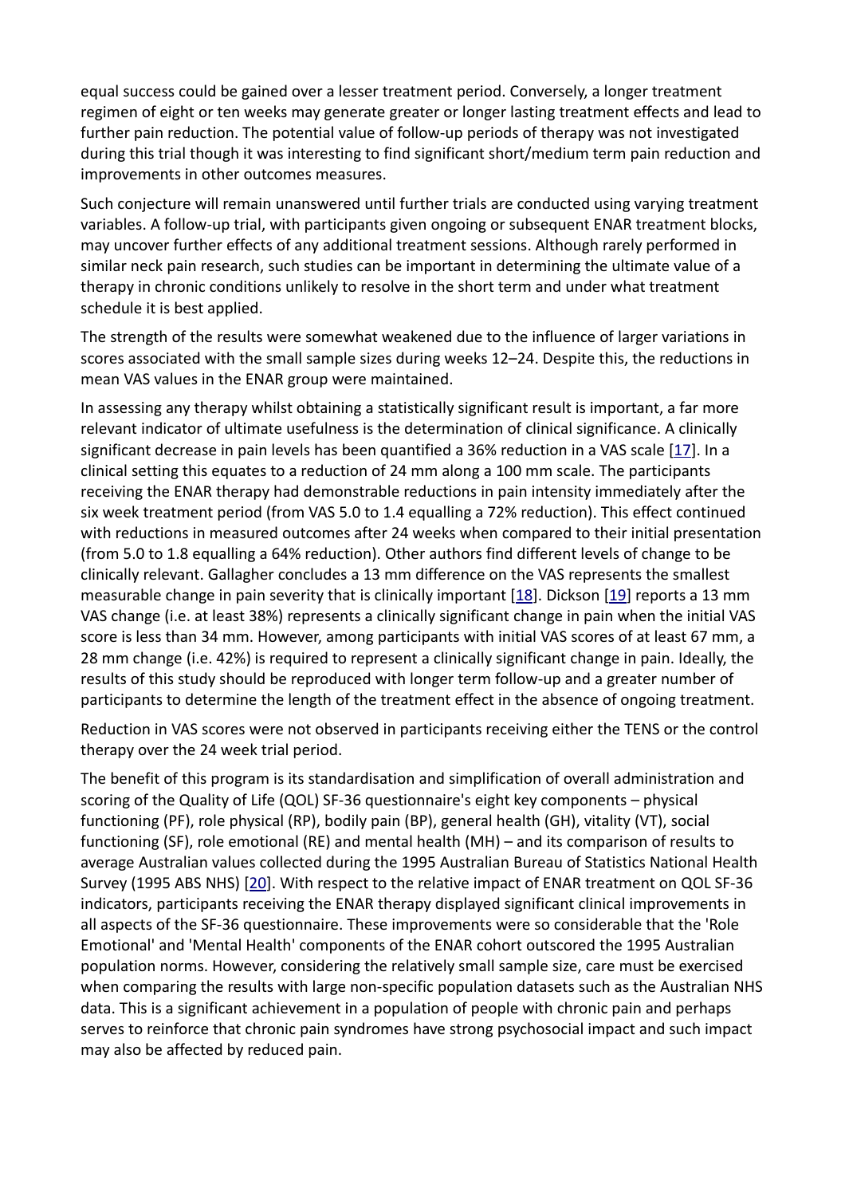equal success could be gained over a lesser treatment period. Conversely, a longer treatment regimen of eight or ten weeks may generate greater or longer lasting treatment effects and lead to further pain reduction. The potential value of follow-up periods of therapy was not investigated during this trial though it was interesting to find significant short/medium term pain reduction and improvements in other outcomes measures.

Such conjecture will remain unanswered until further trials are conducted using varying treatment variables. A follow-up trial, with participants given ongoing or subsequent ENAR treatment blocks, may uncover further effects of any additional treatment sessions. Although rarely performed in similar neck pain research, such studies can be important in determining the ultimate value of a therapy in chronic conditions unlikely to resolve in the short term and under what treatment schedule it is best applied.

The strength of the results were somewhat weakened due to the influence of larger variations in scores associated with the small sample sizes during weeks 12–24. Despite this, the reductions in mean VAS values in the ENAR group were maintained.

In assessing any therapy whilst obtaining a statistically significant result is important, a far more relevant indicator of ultimate usefulness is the determination of clinical significance. A clinically significant decrease in pain levels has been quantified a 36% reduction in a VAS scale [17]. In a clinical setting this equates to a reduction of 24 mm along a 100 mm scale. The participants receiving the ENAR therapy had demonstrable reductions in pain intensity immediately after the six week treatment period (from VAS 5.0 to 1.4 equalling a 72% reduction). This effect continued with reductions in measured outcomes after 24 weeks when compared to their initial presentation (from 5.0 to 1.8 equalling a 64% reduction). Other authors find different levels of change to be clinically relevant. Gallagher concludes a 13 mm difference on the VAS represents the smallest measurable change in pain severity that is clinically important [18]. Dickson [19] reports a 13 mm VAS change (i.e. at least 38%) represents a clinically significant change in pain when the initial VAS score is less than 34 mm. However, among participants with initial VAS scores of at least 67 mm, a 28 mm change (i.e. 42%) is required to represent a clinically significant change in pain. Ideally, the results of this study should be reproduced with longer term follow-up and a greater number of participants to determine the length of the treatment effect in the absence of ongoing treatment.

Reduction in VAS scores were not observed in participants receiving either the TENS or the control therapy over the 24 week trial period.

The benefit of this program is its standardisation and simplification of overall administration and scoring of the Quality of Life (QOL) SF-36 questionnaire's eight key components – physical functioning (PF), role physical (RP), bodily pain (BP), general health (GH), vitality (VT), social functioning (SF), role emotional (RE) and mental health (MH) – and its comparison of results to average Australian values collected during the 1995 Australian Bureau of Statistics National Health Survey (1995 ABS NHS) [20]. With respect to the relative impact of ENAR treatment on QOL SF-36 indicators, participants receiving the ENAR therapy displayed significant clinical improvements in all aspects of the SF-36 questionnaire. These improvements were so considerable that the 'Role Emotional' and 'Mental Health' components of the ENAR cohort outscored the 1995 Australian population norms. However, considering the relatively small sample size, care must be exercised when comparing the results with large non-specific population datasets such as the Australian NHS data. This is a significant achievement in a population of people with chronic pain and perhaps serves to reinforce that chronic pain syndromes have strong psychosocial impact and such impact may also be affected by reduced pain.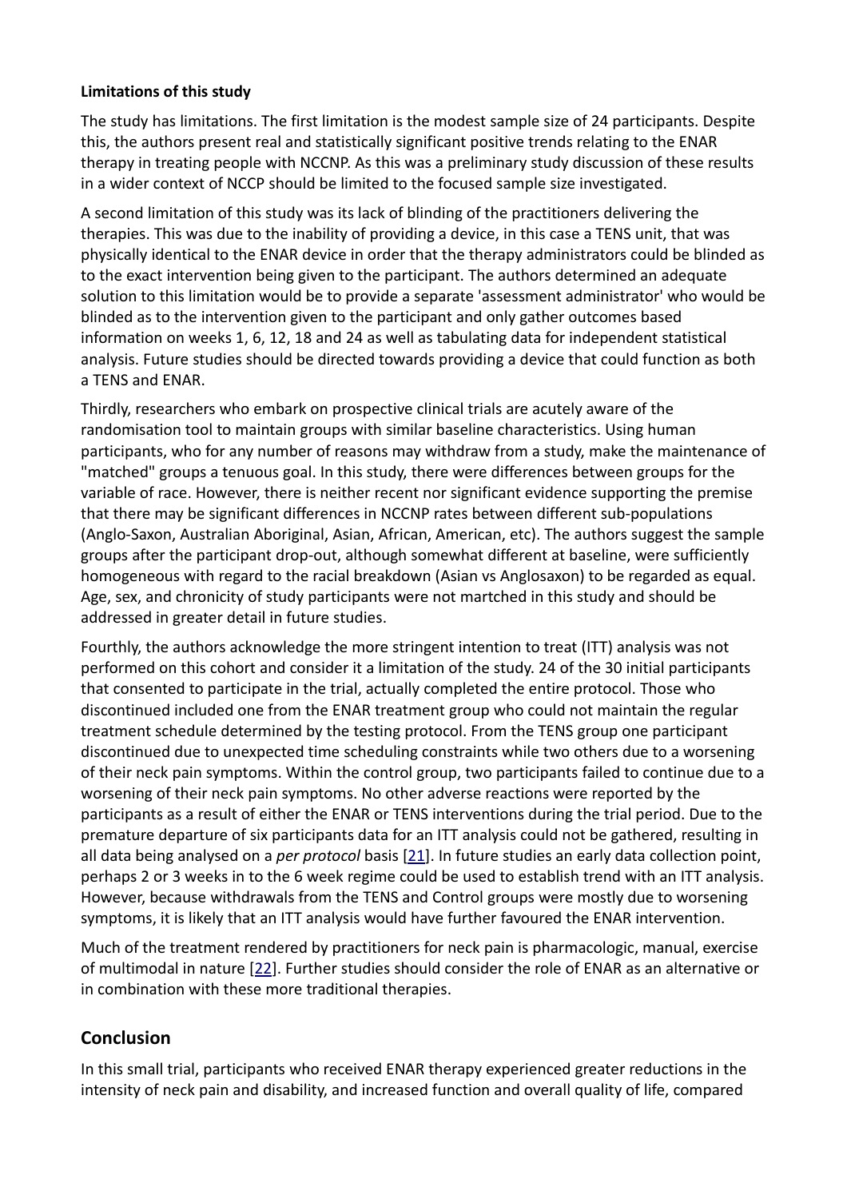**Limitations of this study**

The study has limitations. The first limitation is the modest sample size of 24 participants. Despite this, the authors present real and statistically significant positive trends relating to the ENAR therapy in treating people with NCCNP. As this was a preliminary study discussion of these results in a wider context of NCCP should be limited to the focused sample size investigated.

A second limitation of this study was its lack of blinding of the practitioners delivering the therapies. This was due to the inability of providing a device, in this case a TENS unit, that was physically identical to the ENAR device in order that the therapy administrators could be blinded as to the exact intervention being given to the participant. The authors determined an adequate solution to this limitation would be to provide a separate 'assessment administrator' who would be blinded as to the intervention given to the participant and only gather outcomes based information on weeks 1, 6, 12, 18 and 24 as well as tabulating data for independent statistical analysis. Future studies should be directed towards providing a device that could function as both a TENS and ENAR.

Thirdly, researchers who embark on prospective clinical trials are acutely aware of the randomisation tool to maintain groups with similar baseline characteristics. Using human participants, who for any number of reasons may withdraw from a study, make the maintenance of "matched" groups a tenuous goal. In this study, there were differences between groups for the variable of race. However, there is neither recent nor significant evidence supporting the premise that there may be significant differences in NCCNP rates between different sub-populations (Anglo-Saxon, Australian Aboriginal, Asian, African, American, etc). The authors suggest the sample groups after the participant drop-out, although somewhat different at baseline, were sufficiently homogeneous with regard to the racial breakdown (Asian vs Anglosaxon) to be regarded as equal. Age, sex, and chronicity of study participants were not martched in this study and should be addressed in greater detail in future studies.

Fourthly, the authors acknowledge the more stringent intention to treat (ITT) analysis was not performed on this cohort and consider it a limitation of the study. 24 of the 30 initial participants that consented to participate in the trial, actually completed the entire protocol. Those who discontinued included one from the ENAR treatment group who could not maintain the regular treatment schedule determined by the testing protocol. From the TENS group one participant discontinued due to unexpected time scheduling constraints while two others due to a worsening of their neck pain symptoms. Within the control group, two participants failed to continue due to a worsening of their neck pain symptoms. No other adverse reactions were reported by the participants as a result of either the ENAR or TENS interventions during the trial period. Due to the premature departure of six participants data for an ITT analysis could not be gathered, resulting in all data being analysed on a *per protocol* basis [21]. In future studies an early data collection point, perhaps 2 or 3 weeks in to the 6 week regime could be used to establish trend with an ITT analysis. However, because withdrawals from the TENS and Control groups were mostly due to worsening symptoms, it is likely that an ITT analysis would have further favoured the ENAR intervention.

Much of the treatment rendered by practitioners for neck pain is pharmacologic, manual, exercise of multimodal in nature [22]. Further studies should consider the role of ENAR as an alternative or in combination with these more traditional therapies.

## Conclusion

In this small trial, participants who received ENAR therapy experienced greater reductions in the intensity of neck pain and disability, and increased function and overall quality of life, compared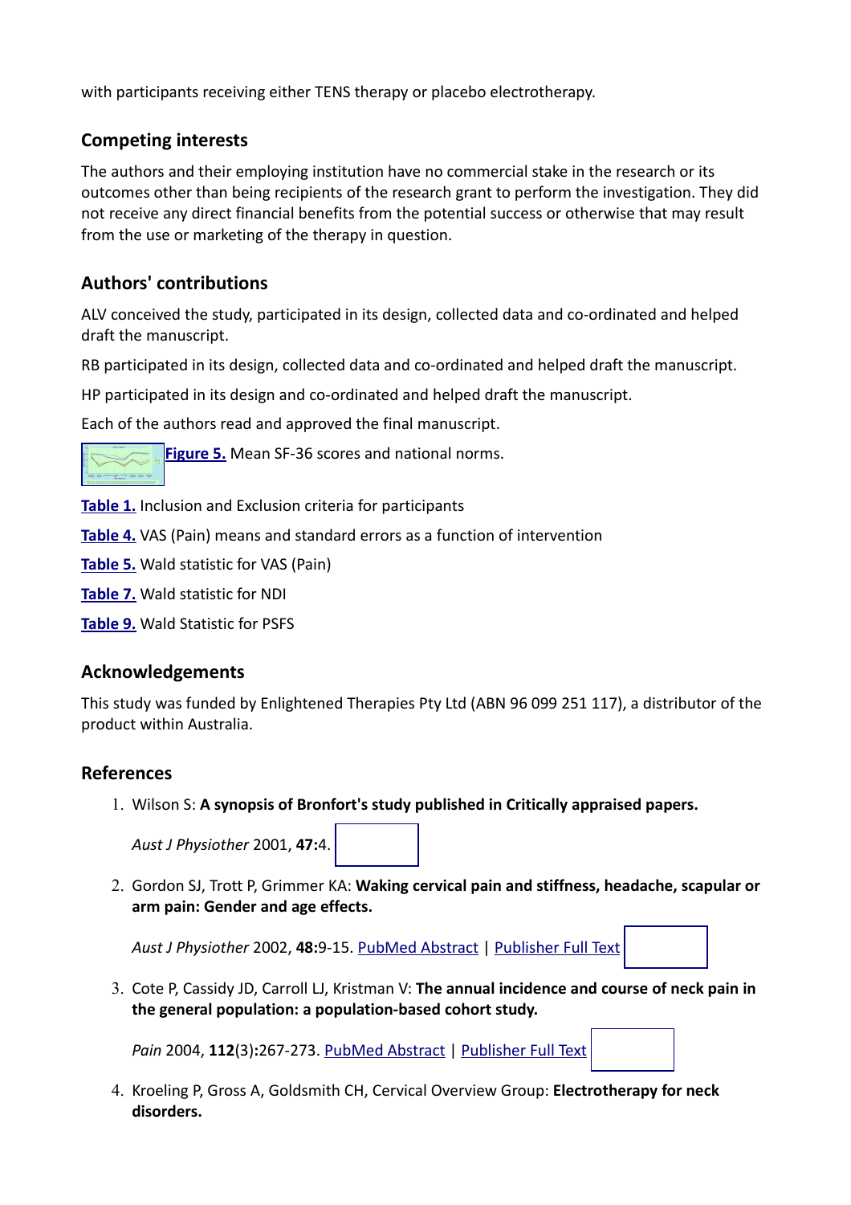with participants receiving either TENS therapy or placebo electrotherapy.

## Competing interests

The authors and their employing institution have no commercial stake in the research or its outcomes other than being recipients of the research grant to perform the investigation. They did not receive any direct financial benefits from the potential success or otherwise that may result from the use or marketing of the therapy in question.

## Authors' contributions

ALV conceived the study, participated in its design, collected data and co-ordinated and helped draft the manuscript.

RB participated in its design, collected data and co-ordinated and helped draft the manuscript.

HP participated in its design and co-ordinated and helped draft the manuscript.

Each of the authors read and approved the final manuscript.

**Figure 5.** Mean SF-36 scores and national norms.

**Table 1.** Inclusion and Exclusion criteria for participants

**Table 4.** VAS (Pain) means and standard errors as a function of intervention

**Table 5.** Wald statistic for VAS (Pain)

**Table 7.** Wald statistic for NDI

**Table 9.** Wald Statistic for PSFS

## Acknowledgements

This study was funded by Enlightened Therapies Pty Ltd (ABN 96 099 251 117), a distributor of the product within Australia.

## References

1. Wilson S: **A synopsis of Bronfort's study published in Critically appraised papers.**

   *Aust J Physiother* 2001, **47**:4.

2. Gordon SJ, Trott P, Grimmer KA: **Waking cervical pain and stiffness, headache, scapular or arm pain: Gender and age effects.**

   *Aust J Physiother* 2002, **48**:9-15. PubMed Abstract | Publisher Full Text

3. Cote P, Cassidy JD, Carroll LJ, Kristman V: **The annual incidence and course of neck pain in the general population: a population-based cohort study.**

   *Pain* 2004, **112**(3)**:**267-273. PubMed Abstract | Publisher Full Text

4. Kroeling P, Gross A, Goldsmith CH, Cervical Overview Group: **Electrotherapy for neck disorders.**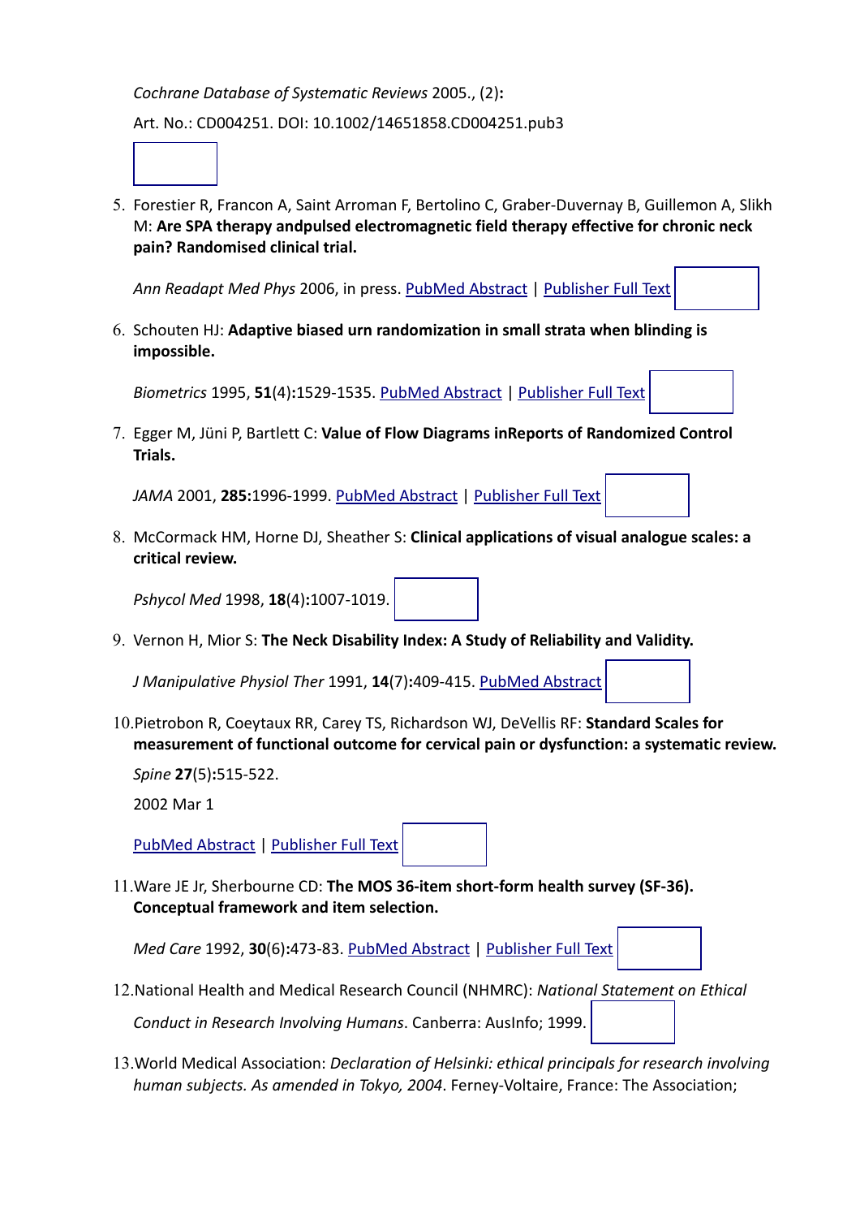*Cochrane Database of Systematic Reviews* 2005., (2)**:**

Art. No.: CD004251. DOI: 10.1002/14651858.CD004251.pub3

5. Forestier R, Francon A, Saint Arroman F, Bertolino C, Graber-Duvernay B, Guillemon A, Slikh M: **Are SPA therapy andpulsed electromagnetic field therapy effective for chronic neck pain? Randomised clinical trial.**

   *Ann Readapt Med Phys* 2006, in press. PubMed Abstract | Publisher Full Text

6. Schouten HJ: **Adaptive biased urn randomization in small strata when blinding is impossible.**

   *Biometrics* 1995, **51**(4)**:**1529-1535. PubMed Abstract | Publisher Full Text

7. Egger M, Jüni P, Bartlett C: **Value of Flow Diagrams inReports of Randomized Control Trials.**

   *JAMA* 2001, **285:**1996-1999. PubMed Abstract | Publisher Full Text

8. McCormack HM, Horne DJ, Sheather S: **Clinical applications of visual analogue scales: a critical review.**

   *Pshycol Med* 1998, **18**(4)**:**1007-1019.

9. Vernon H, Mior S: **The Neck Disability Index: A Study of Reliability and Validity.**

   *J Manipulative Physiol Ther* 1991, **14**(7)**:**409-415. PubMed Abstract

10. Pietrobon R, Coeytaux RR, Carey TS, Richardson WJ, DeVellis RF: **Standard Scales for measurement of functional outcome for cervical pain or dysfunction: a systematic review.**

    *Spine* **27**(5)**:**515-522.

    2002 Mar 1

    PubMed Abstract | Publisher Full Text

11. Ware JE Jr, Sherbourne CD: **The MOS 36-item short-form health survey (SF-36). Conceptual framework and item selection.**

    *Med Care* 1992, **30**(6)**:**473-83. PubMed Abstract | Publisher Full Text

12. National Health and Medical Research Council (NHMRC): *National Statement on Ethical Conduct in Research Involving Humans*. Canberra: AusInfo; 1999.

13. World Medical Association: *Declaration of Helsinki: ethical principals for research involving human subjects. As amended in Tokyo, 2004*. Ferney-Voltaire, France: The Association;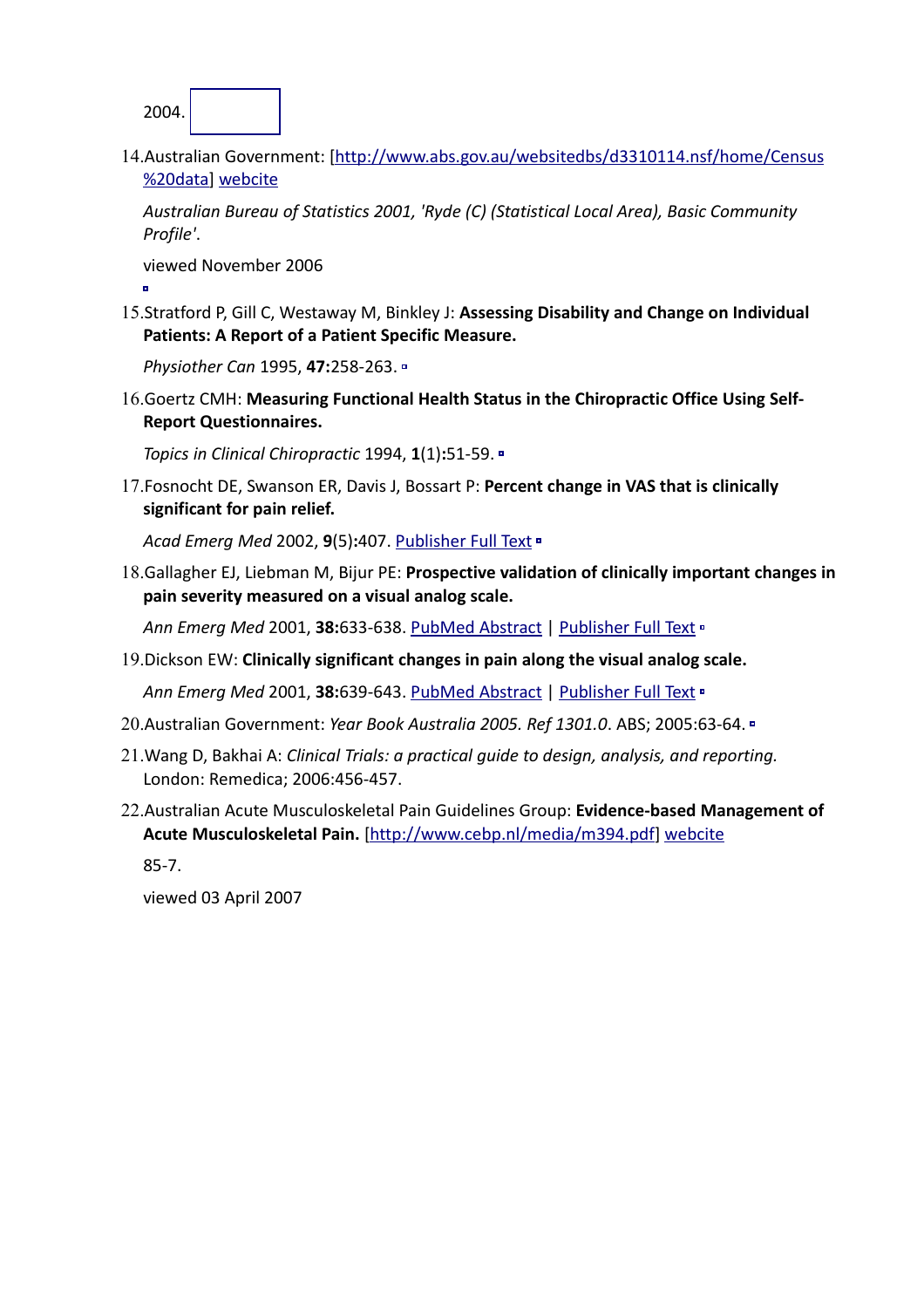2004.

14. Australian Government: [http://www.abs.gov.au/websitedbs/d3310114.nsf/home/Census%20data] webcite

    *Australian Bureau of Statistics 2001, 'Ryde (C) (Statistical Local Area), Basic Community Profile'.*

    viewed November 2006

15. Stratford P, Gill C, Westaway M, Binkley J: **Assessing Disability and Change on Individual Patients: A Report of a Patient Specific Measure.**

    *Physiother Can* 1995, **47:**258-263.

16. Goertz CMH: **Measuring Functional Health Status in the Chiropractic Office Using Self-Report Questionnaires.**

    *Topics in Clinical Chiropractic* 1994, **1**(1)**:**51-59.

17. Fosnocht DE, Swanson ER, Davis J, Bossart P: **Percent change in VAS that is clinically significant for pain relief.**

    *Acad Emerg Med* 2002, **9**(5)**:**407. Publisher Full Text

18. Gallagher EJ, Liebman M, Bijur PE: **Prospective validation of clinically important changes in pain severity measured on a visual analog scale.**

    *Ann Emerg Med* 2001, **38:**633-638. PubMed Abstract | Publisher Full Text

19. Dickson EW: **Clinically significant changes in pain along the visual analog scale.**

    *Ann Emerg Med* 2001, **38:**639-643. PubMed Abstract | Publisher Full Text

20. Australian Government: *Year Book Australia 2005. Ref 1301.0*. ABS; 2005:63-64.

21. Wang D, Bakhai A: *Clinical Trials: a practical guide to design, analysis, and reporting.* London: Remedica; 2006:456-457.

22. Australian Acute Musculoskeletal Pain Guidelines Group: **Evidence-based Management of Acute Musculoskeletal Pain.** [http://www.cebp.nl/media/m394.pdf] webcite

    85-7.

    viewed 03 April 2007